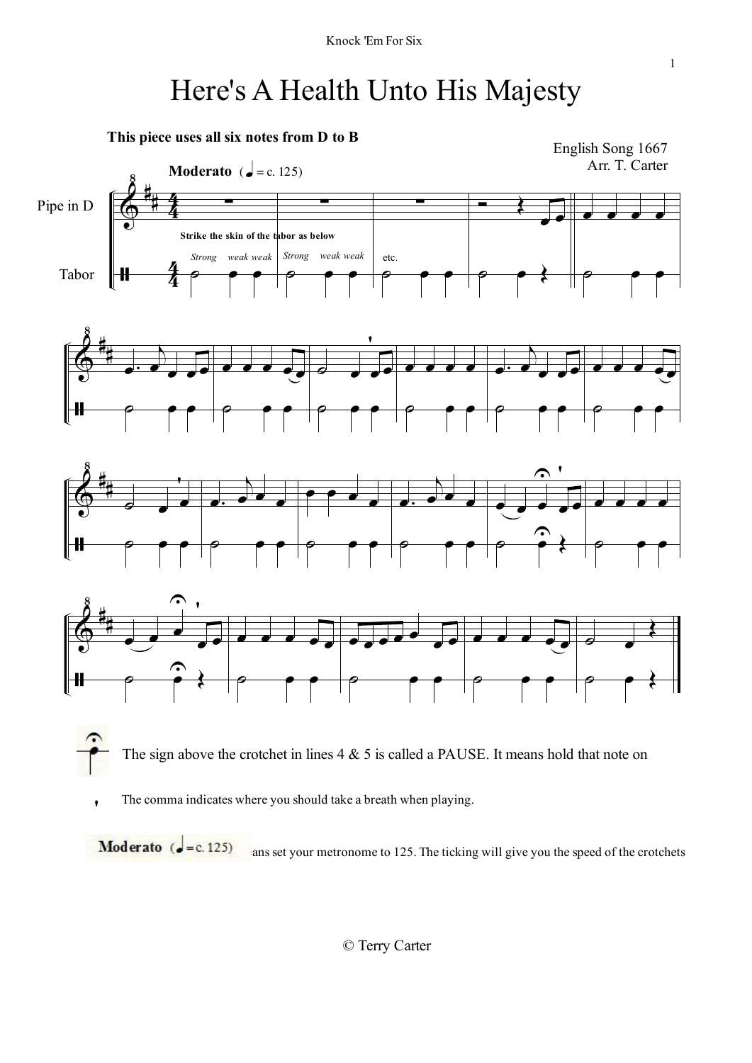# Here's A Health Unto His Majesty

**This piece uses all six notes from D to B**

English Song 1667
Arr. T. Carter

**Moderato** (♩= c. 125)

Pipe in D

Tabor

**Strike the skin of the tabor as below**

*Strong weak weak* *Strong weak weak* etc.

The sign above the crotchet in lines 4 & 5 is called a PAUSE. It means hold that note on

The comma indicates where you should take a breath when playing.

**Moderato** (♩= c. 125) ans set your metronome to 125. The ticking will give you the speed of the crotchets

© Terry Carter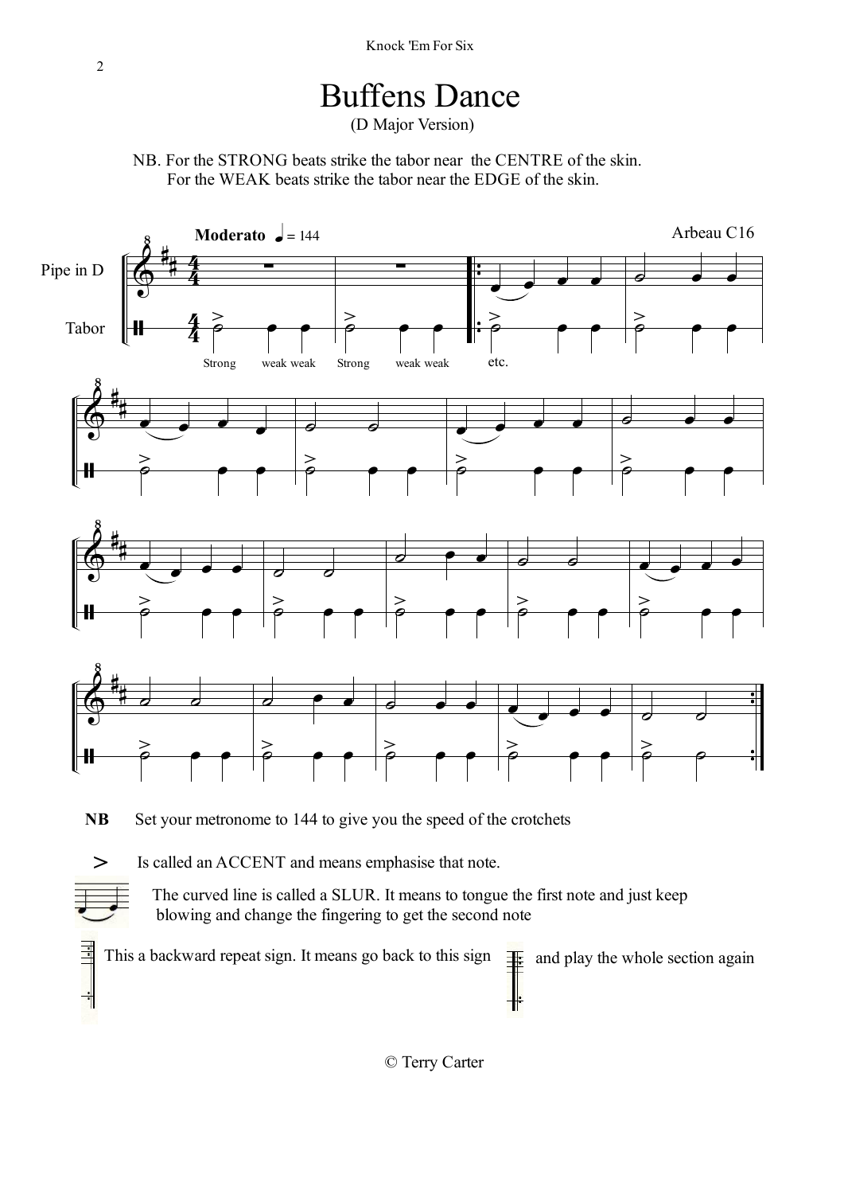# Buffens Dance

(D Major Version)

NB. For the STRONG beats strike the tabor near the CENTRE of the skin.
For the WEAK beats strike the tabor near the EDGE of the skin.

**Moderato** ♩ = 144

Arbeau C16

Pipe in D

Tabor

Strong weak weak Strong weak weak etc.

**NB** Set your metronome to 144 to give you the speed of the crotchets

\> Is called an ACCENT and means emphasise that note.

The curved line is called a SLUR. It means to tongue the first note and just keep blowing and change the fingering to get the second note

This a backward repeat sign. It means go back to this sign and play the whole section again

© Terry Carter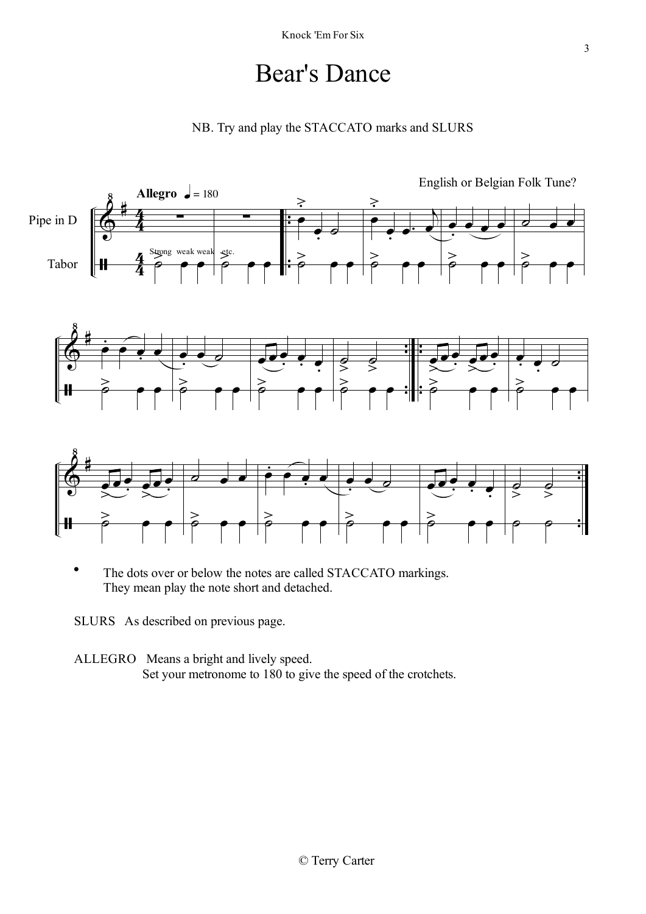# Bear's Dance

NB. Try and play the STACCATO marks and SLURS

English or Belgian Folk Tune?

- The dots over or below the notes are called STACCATO markings. They mean play the note short and detached.

SLURS   As described on previous page.

ALLEGRO   Means a bright and lively speed.
Set your metronome to 180 to give the speed of the crotchets.

© Terry Carter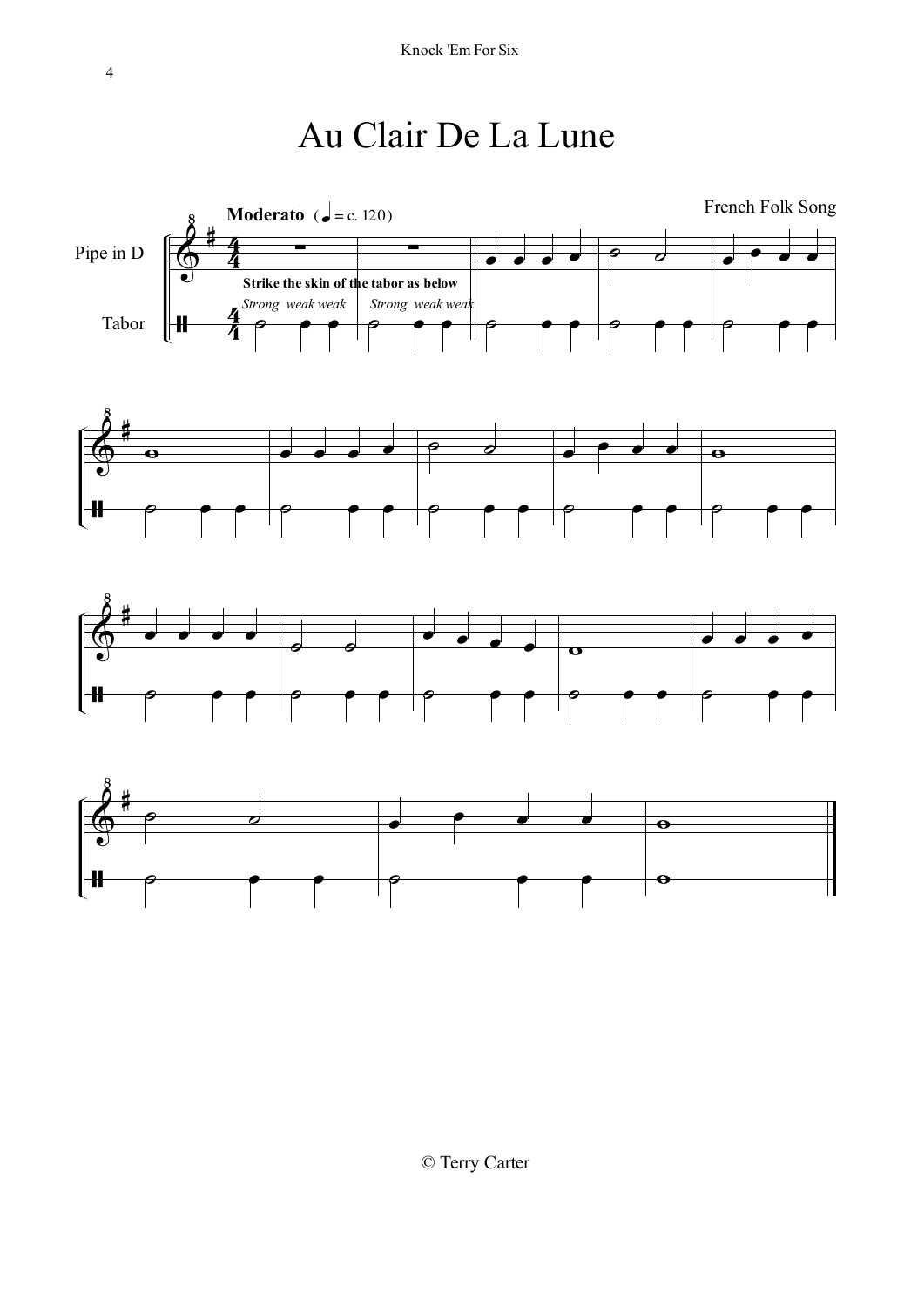# Au Clair De La Lune

French Folk Song

**Moderato** (♩ = c. 120)

Pipe in D

Tabor

**Strike the skin of the tabor as below**

*Strong weak weak* *Strong weak weak*

© Terry Carter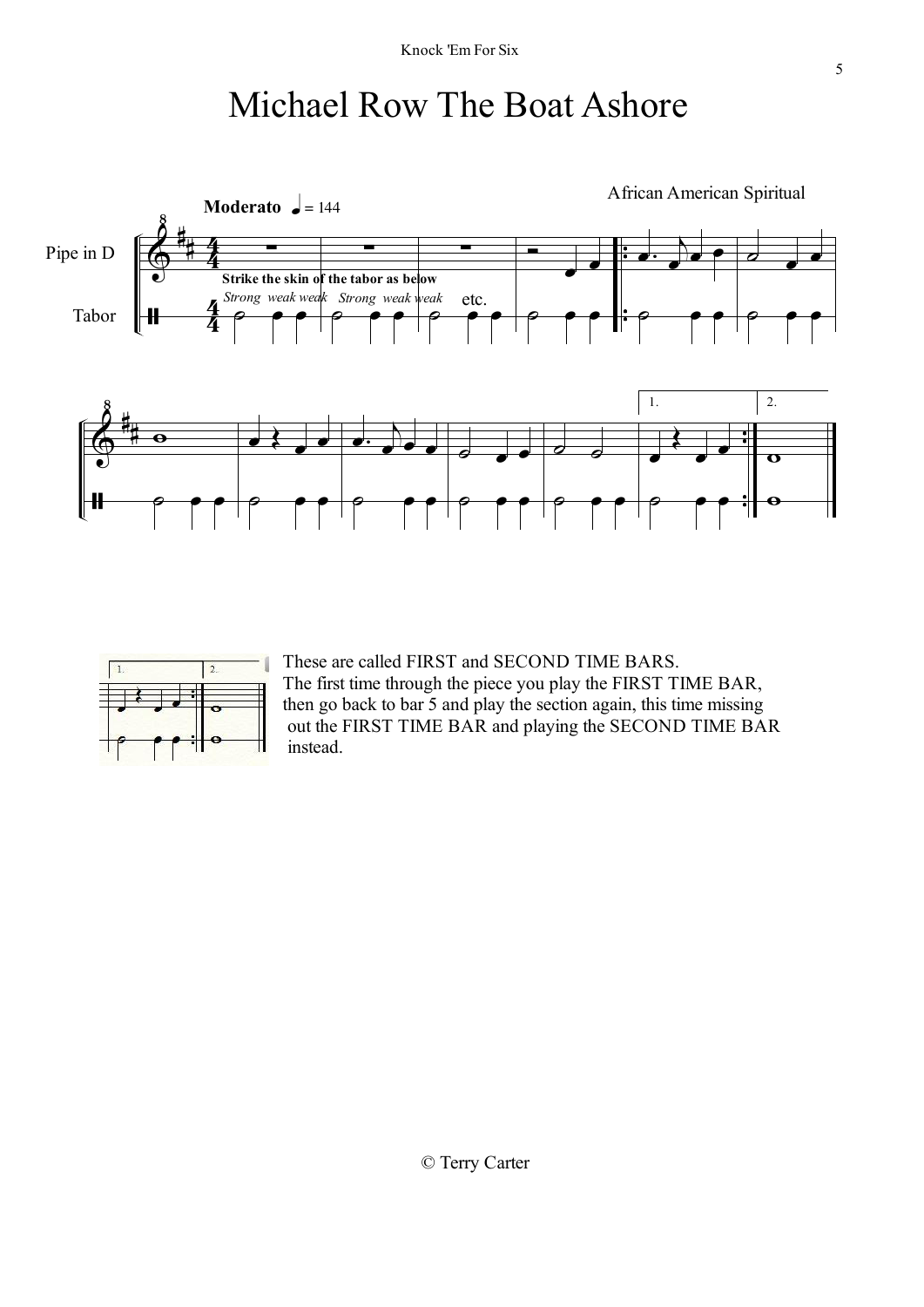# Michael Row The Boat Ashore

**Moderato** ♩ = 144

African American Spiritual

Pipe in D

Tabor

**Strike the skin of the tabor as below**

*Strong weak weak Strong weak weak* etc.

These are called FIRST and SECOND TIME BARS.
The first time through the piece you play the FIRST TIME BAR, then go back to bar 5 and play the section again, this time missing out the FIRST TIME BAR and playing the SECOND TIME BAR instead.

© Terry Carter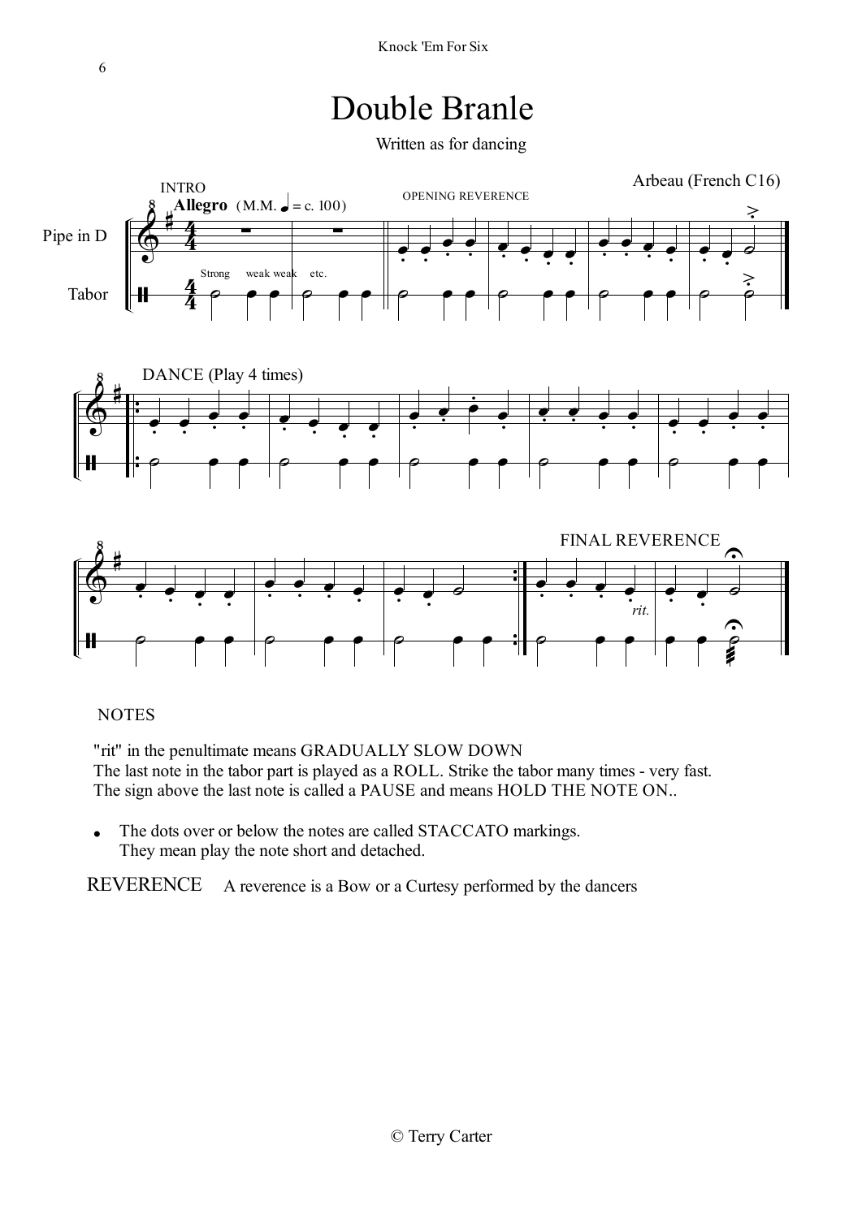# Double Branle

Written as for dancing

Arbeau (French C16)

NOTES

"rit" in the penultimate means GRADUALLY SLOW DOWN
The last note in the tabor part is played as a ROLL. Strike the tabor many times - very fast.
The sign above the last note is called a PAUSE and means HOLD THE NOTE ON..

- The dots over or below the notes are called STACCATO markings.
  They mean play the note short and detached.

REVERENCE    A reverence is a Bow or a Curtesy performed by the dancers

© Terry Carter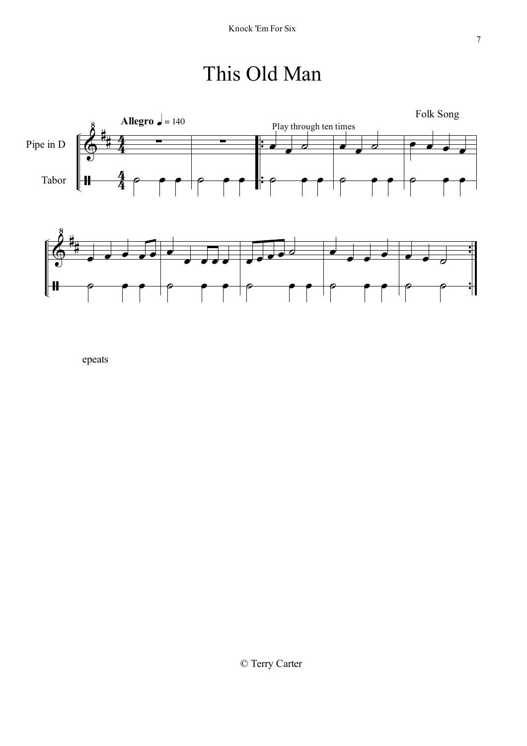# This Old Man

Folk Song

Allegro ♩ = 140

Pipe in D

Tabor

Play through ten times

epeats

© Terry Carter